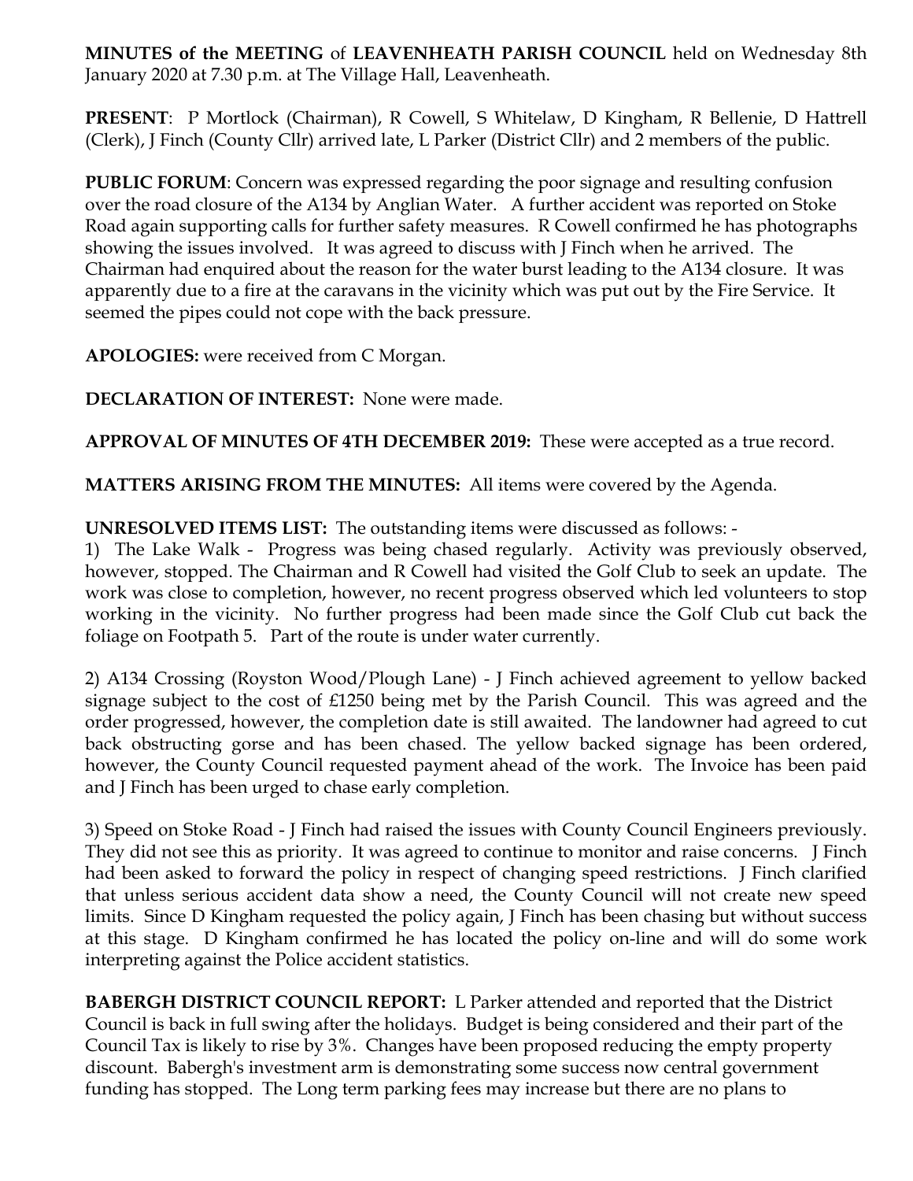**MINUTES of the MEETING** of **LEAVENHEATH PARISH COUNCIL** held on Wednesday 8th January 2020 at 7.30 p.m. at The Village Hall, Leavenheath.

**PRESENT**: P Mortlock (Chairman), R Cowell, S Whitelaw, D Kingham, R Bellenie, D Hattrell (Clerk), J Finch (County Cllr) arrived late, L Parker (District Cllr) and 2 members of the public.

**PUBLIC FORUM**: Concern was expressed regarding the poor signage and resulting confusion over the road closure of the A134 by Anglian Water. A further accident was reported on Stoke Road again supporting calls for further safety measures. R Cowell confirmed he has photographs showing the issues involved. It was agreed to discuss with J Finch when he arrived. The Chairman had enquired about the reason for the water burst leading to the A134 closure. It was apparently due to a fire at the caravans in the vicinity which was put out by the Fire Service. It seemed the pipes could not cope with the back pressure.

**APOLOGIES:** were received from C Morgan.

**DECLARATION OF INTEREST:** None were made.

**APPROVAL OF MINUTES OF 4TH DECEMBER 2019:** These were accepted as a true record.

**MATTERS ARISING FROM THE MINUTES:** All items were covered by the Agenda.

**UNRESOLVED ITEMS LIST:** The outstanding items were discussed as follows: -

1) The Lake Walk - Progress was being chased regularly. Activity was previously observed, however, stopped. The Chairman and R Cowell had visited the Golf Club to seek an update. The work was close to completion, however, no recent progress observed which led volunteers to stop working in the vicinity. No further progress had been made since the Golf Club cut back the foliage on Footpath 5. Part of the route is under water currently.

2) A134 Crossing (Royston Wood/Plough Lane) - J Finch achieved agreement to yellow backed signage subject to the cost of £1250 being met by the Parish Council. This was agreed and the order progressed, however, the completion date is still awaited. The landowner had agreed to cut back obstructing gorse and has been chased. The yellow backed signage has been ordered, however, the County Council requested payment ahead of the work. The Invoice has been paid and J Finch has been urged to chase early completion.

3) Speed on Stoke Road - J Finch had raised the issues with County Council Engineers previously. They did not see this as priority. It was agreed to continue to monitor and raise concerns. J Finch had been asked to forward the policy in respect of changing speed restrictions. J Finch clarified that unless serious accident data show a need, the County Council will not create new speed limits. Since D Kingham requested the policy again, J Finch has been chasing but without success at this stage. D Kingham confirmed he has located the policy on-line and will do some work interpreting against the Police accident statistics.

**BABERGH DISTRICT COUNCIL REPORT:** L Parker attended and reported that the District Council is back in full swing after the holidays. Budget is being considered and their part of the Council Tax is likely to rise by 3%. Changes have been proposed reducing the empty property discount. Babergh's investment arm is demonstrating some success now central government funding has stopped. The Long term parking fees may increase but there are no plans to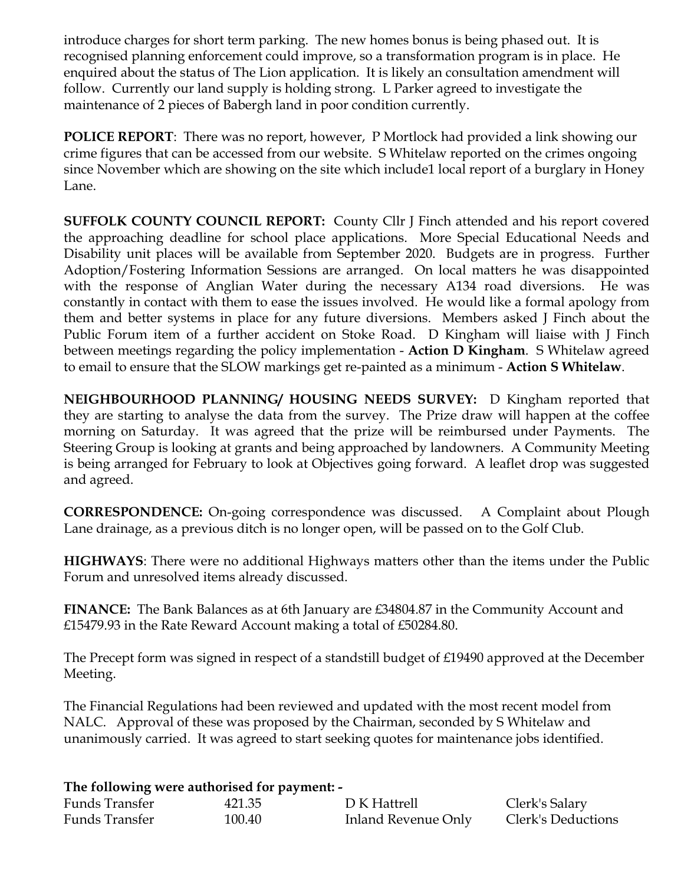introduce charges for short term parking. The new homes bonus is being phased out. It is recognised planning enforcement could improve, so a transformation program is in place. He enquired about the status of The Lion application. It is likely an consultation amendment will follow. Currently our land supply is holding strong. L Parker agreed to investigate the maintenance of 2 pieces of Babergh land in poor condition currently.

**POLICE REPORT**: There was no report, however, P Mortlock had provided a link showing our crime figures that can be accessed from our website. S Whitelaw reported on the crimes ongoing since November which are showing on the site which include1 local report of a burglary in Honey Lane.

**SUFFOLK COUNTY COUNCIL REPORT:** County Cllr J Finch attended and his report covered the approaching deadline for school place applications. More Special Educational Needs and Disability unit places will be available from September 2020. Budgets are in progress. Further Adoption/Fostering Information Sessions are arranged. On local matters he was disappointed with the response of Anglian Water during the necessary A134 road diversions. He was constantly in contact with them to ease the issues involved. He would like a formal apology from them and better systems in place for any future diversions. Members asked J Finch about the Public Forum item of a further accident on Stoke Road. D Kingham will liaise with J Finch between meetings regarding the policy implementation - **Action D Kingham**. S Whitelaw agreed to email to ensure that the SLOW markings get re-painted as a minimum - **Action S Whitelaw**.

**NEIGHBOURHOOD PLANNING/ HOUSING NEEDS SURVEY:** D Kingham reported that they are starting to analyse the data from the survey. The Prize draw will happen at the coffee morning on Saturday. It was agreed that the prize will be reimbursed under Payments. The Steering Group is looking at grants and being approached by landowners. A Community Meeting is being arranged for February to look at Objectives going forward. A leaflet drop was suggested and agreed.

**CORRESPONDENCE:** On-going correspondence was discussed. A Complaint about Plough Lane drainage, as a previous ditch is no longer open, will be passed on to the Golf Club.

**HIGHWAYS**: There were no additional Highways matters other than the items under the Public Forum and unresolved items already discussed.

**FINANCE:** The Bank Balances as at 6th January are £34804.87 in the Community Account and £15479.93 in the Rate Reward Account making a total of £50284.80.

The Precept form was signed in respect of a standstill budget of £19490 approved at the December Meeting.

The Financial Regulations had been reviewed and updated with the most recent model from NALC. Approval of these was proposed by the Chairman, seconded by S Whitelaw and unanimously carried. It was agreed to start seeking quotes for maintenance jobs identified.

**The following were authorised for payment: -**

| | | | |
|---|---|---|---|
| Funds Transfer | 421.35 | D K Hattrell | Clerk's Salary |
| Funds Transfer | 100.40 | Inland Revenue Only | Clerk's Deductions |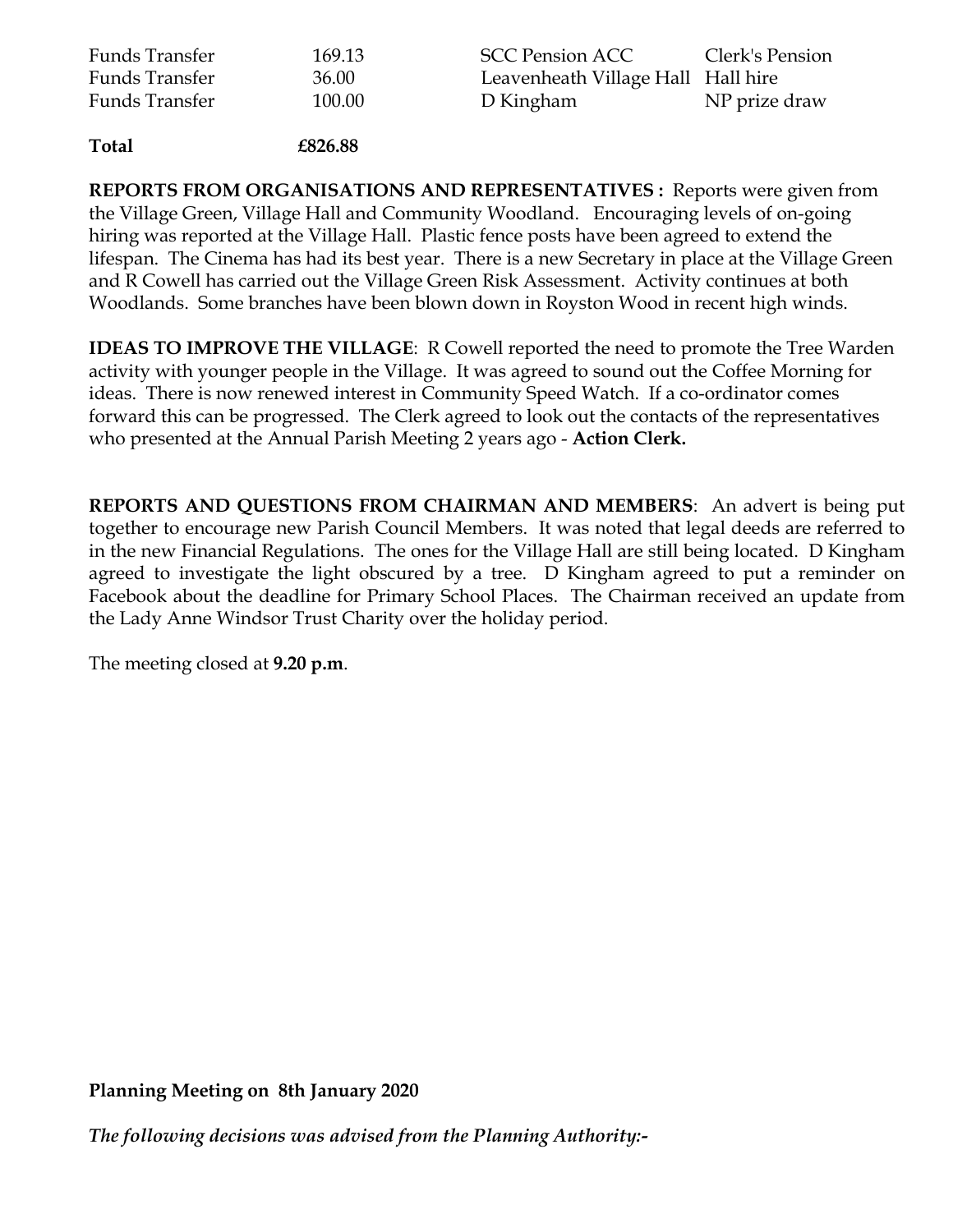| | | | |
|---|---|---|---|
| Funds Transfer | 169.13 | SCC Pension ACC | Clerk's Pension |
| Funds Transfer | 36.00 | Leavenheath Village Hall | Hall hire |
| Funds Transfer | 100.00 | D Kingham | NP prize draw |

**Total** **£826.88**

**REPORTS FROM ORGANISATIONS AND REPRESENTATIVES :** Reports were given from the Village Green, Village Hall and Community Woodland. Encouraging levels of on-going hiring was reported at the Village Hall. Plastic fence posts have been agreed to extend the lifespan. The Cinema has had its best year. There is a new Secretary in place at the Village Green and R Cowell has carried out the Village Green Risk Assessment. Activity continues at both Woodlands. Some branches have been blown down in Royston Wood in recent high winds.

**IDEAS TO IMPROVE THE VILLAGE**: R Cowell reported the need to promote the Tree Warden activity with younger people in the Village. It was agreed to sound out the Coffee Morning for ideas. There is now renewed interest in Community Speed Watch. If a co-ordinator comes forward this can be progressed. The Clerk agreed to look out the contacts of the representatives who presented at the Annual Parish Meeting 2 years ago - **Action Clerk.**

**REPORTS AND QUESTIONS FROM CHAIRMAN AND MEMBERS**: An advert is being put together to encourage new Parish Council Members. It was noted that legal deeds are referred to in the new Financial Regulations. The ones for the Village Hall are still being located. D Kingham agreed to investigate the light obscured by a tree. D Kingham agreed to put a reminder on Facebook about the deadline for Primary School Places. The Chairman received an update from the Lady Anne Windsor Trust Charity over the holiday period.

The meeting closed at **9.20 p.m**.

**Planning Meeting on 8th January 2020**

***The following decisions was advised from the Planning Authority:-***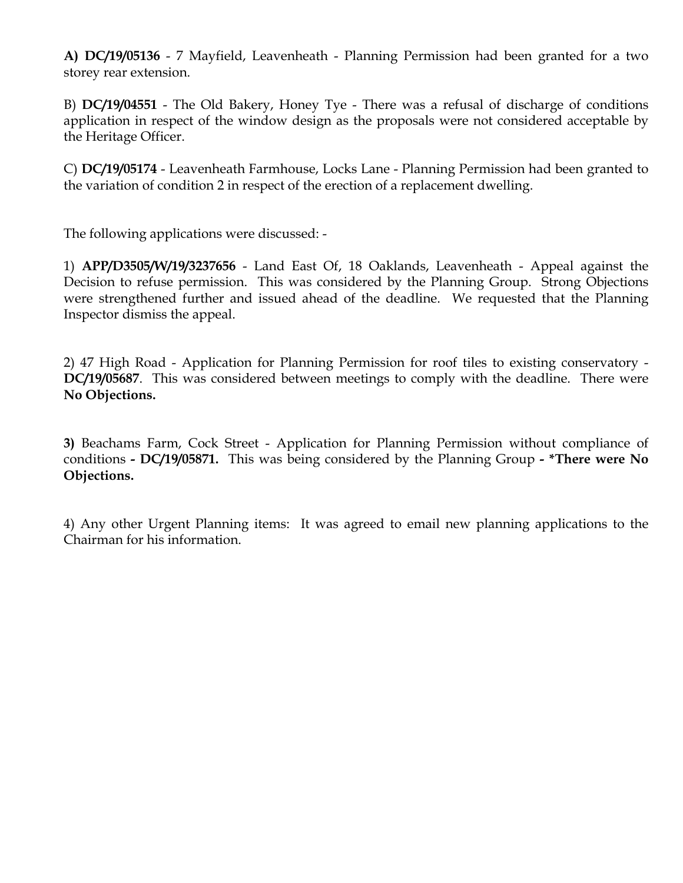**A) DC/19/05136** - 7 Mayfield, Leavenheath - Planning Permission had been granted for a two storey rear extension.

B) **DC/19/04551** - The Old Bakery, Honey Tye - There was a refusal of discharge of conditions application in respect of the window design as the proposals were not considered acceptable by the Heritage Officer.

C) **DC/19/05174** - Leavenheath Farmhouse, Locks Lane - Planning Permission had been granted to the variation of condition 2 in respect of the erection of a replacement dwelling.

The following applications were discussed: -

1) **APP/D3505/W/19/3237656** - Land East Of, 18 Oaklands, Leavenheath - Appeal against the Decision to refuse permission. This was considered by the Planning Group. Strong Objections were strengthened further and issued ahead of the deadline. We requested that the Planning Inspector dismiss the appeal.

2) 47 High Road - Application for Planning Permission for roof tiles to existing conservatory - **DC/19/05687**. This was considered between meetings to comply with the deadline. There were **No Objections.**

**3)** Beachams Farm, Cock Street - Application for Planning Permission without compliance of conditions **- DC/19/05871.** This was being considered by the Planning Group **- *There were No Objections.**

4) Any other Urgent Planning items: It was agreed to email new planning applications to the Chairman for his information.